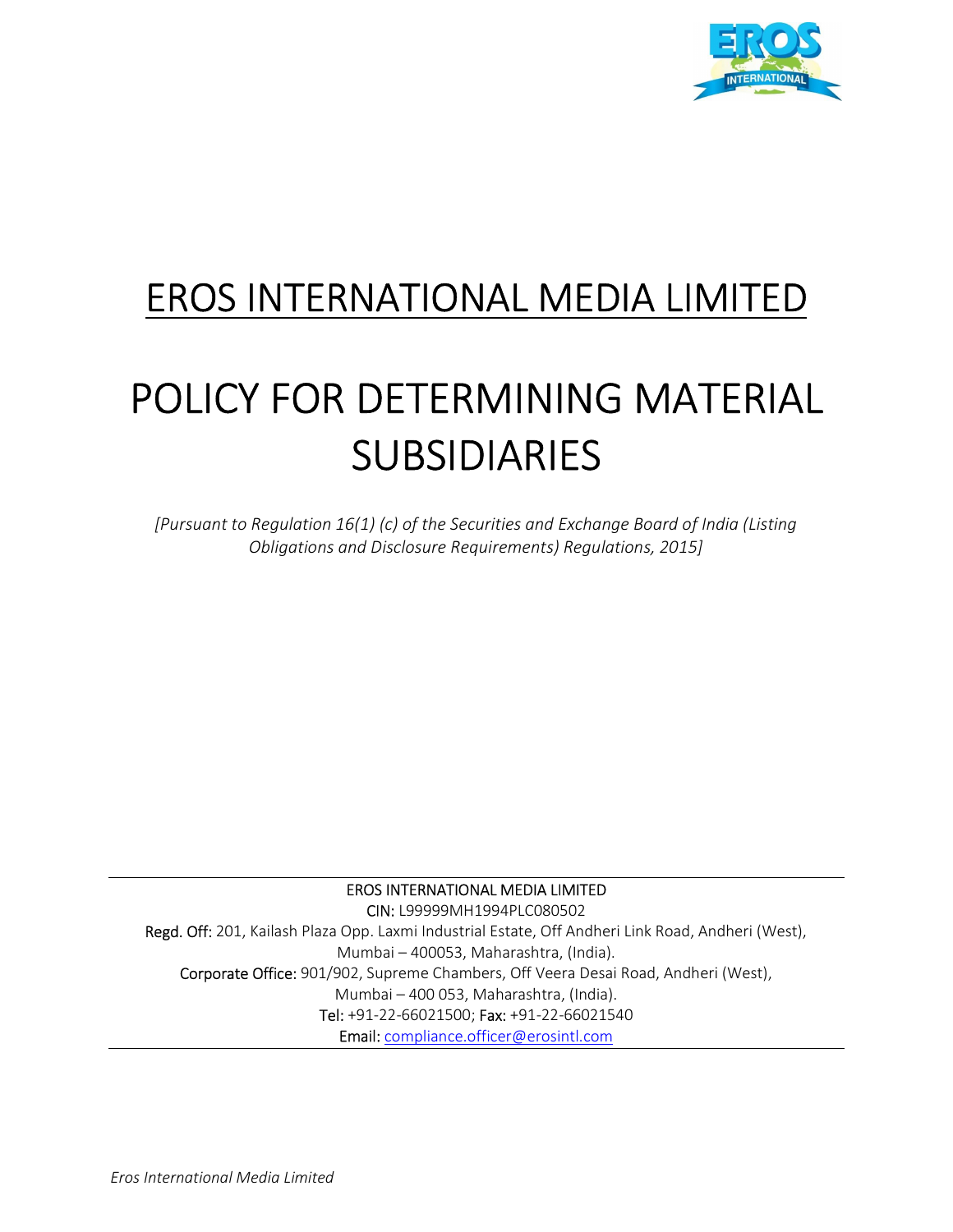# EROS INTERNATIONAL MEDIA LIMITED

# POLICY FOR DETERMINING MATERIAL SUBSIDIARIES

*[Pursuant to Regulation 16(1) (c) of the Securities and Exchange Board of India (Listing Obligations and Disclosure Requirements) Regulations, 2015]*

---

EROS INTERNATIONAL MEDIA LIMITED

CIN: L99999MH1994PLC080502

Regd. Off: 201, Kailash Plaza Opp. Laxmi Industrial Estate, Off Andheri Link Road, Andheri (West), Mumbai – 400053, Maharashtra, (India).

Corporate Office: 901/902, Supreme Chambers, Off Veera Desai Road, Andheri (West), Mumbai – 400 053, Maharashtra, (India).

Tel: +91-22-66021500; Fax: +91-22-66021540

Email: compliance.officer@erosintl.com

---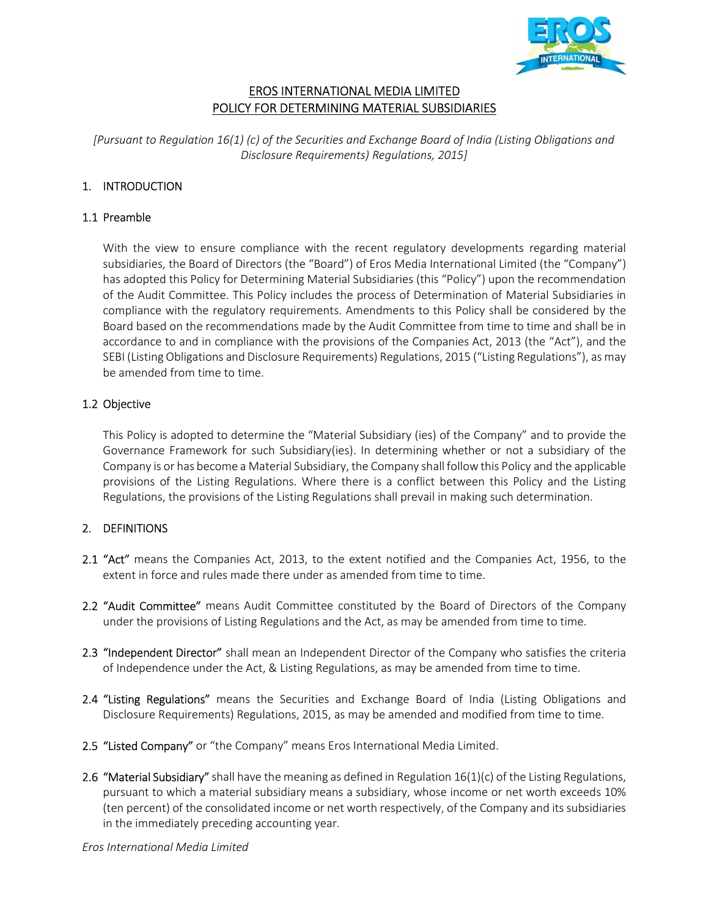# EROS INTERNATIONAL MEDIA LIMITED
# POLICY FOR DETERMINING MATERIAL SUBSIDIARIES

*[Pursuant to Regulation 16(1) (c) of the Securities and Exchange Board of India (Listing Obligations and Disclosure Requirements) Regulations, 2015]*

## 1. INTRODUCTION

### 1.1 Preamble

With the view to ensure compliance with the recent regulatory developments regarding material subsidiaries, the Board of Directors (the "Board") of Eros Media International Limited (the "Company") has adopted this Policy for Determining Material Subsidiaries (this "Policy") upon the recommendation of the Audit Committee. This Policy includes the process of Determination of Material Subsidiaries in compliance with the regulatory requirements. Amendments to this Policy shall be considered by the Board based on the recommendations made by the Audit Committee from time to time and shall be in accordance to and in compliance with the provisions of the Companies Act, 2013 (the "Act"), and the SEBI (Listing Obligations and Disclosure Requirements) Regulations, 2015 ("Listing Regulations"), as may be amended from time to time.

### 1.2 Objective

This Policy is adopted to determine the "Material Subsidiary (ies) of the Company" and to provide the Governance Framework for such Subsidiary(ies). In determining whether or not a subsidiary of the Company is or has become a Material Subsidiary, the Company shall follow this Policy and the applicable provisions of the Listing Regulations. Where there is a conflict between this Policy and the Listing Regulations, the provisions of the Listing Regulations shall prevail in making such determination.

## 2. DEFINITIONS

2.1 **"Act"** means the Companies Act, 2013, to the extent notified and the Companies Act, 1956, to the extent in force and rules made there under as amended from time to time.

2.2 **"Audit Committee"** means Audit Committee constituted by the Board of Directors of the Company under the provisions of Listing Regulations and the Act, as may be amended from time to time.

2.3 **"Independent Director"** shall mean an Independent Director of the Company who satisfies the criteria of Independence under the Act, & Listing Regulations, as may be amended from time to time.

2.4 **"Listing Regulations"** means the Securities and Exchange Board of India (Listing Obligations and Disclosure Requirements) Regulations, 2015, as may be amended and modified from time to time.

2.5 **"Listed Company"** or "the Company" means Eros International Media Limited.

2.6 **"Material Subsidiary"** shall have the meaning as defined in Regulation 16(1)(c) of the Listing Regulations, pursuant to which a material subsidiary means a subsidiary, whose income or net worth exceeds 10% (ten percent) of the consolidated income or net worth respectively, of the Company and its subsidiaries in the immediately preceding accounting year.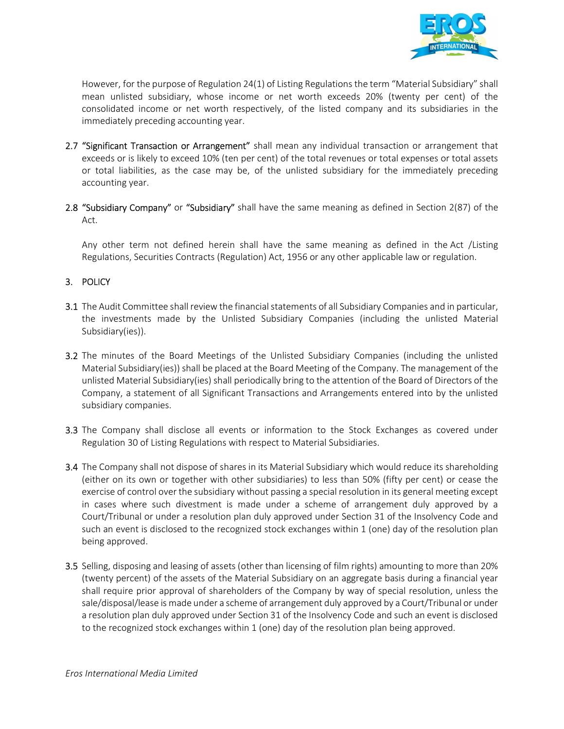However, for the purpose of Regulation 24(1) of Listing Regulations the term "Material Subsidiary" shall mean unlisted subsidiary, whose income or net worth exceeds 20% (twenty per cent) of the consolidated income or net worth respectively, of the listed company and its subsidiaries in the immediately preceding accounting year.

2.7 **"Significant Transaction or Arrangement"** shall mean any individual transaction or arrangement that exceeds or is likely to exceed 10% (ten per cent) of the total revenues or total expenses or total assets or total liabilities, as the case may be, of the unlisted subsidiary for the immediately preceding accounting year.

2.8 **"Subsidiary Company"** or **"Subsidiary"** shall have the same meaning as defined in Section 2(87) of the Act.

Any other term not defined herein shall have the same meaning as defined in the Act /Listing Regulations, Securities Contracts (Regulation) Act, 1956 or any other applicable law or regulation.

## 3. POLICY

3.1 The Audit Committee shall review the financial statements of all Subsidiary Companies and in particular, the investments made by the Unlisted Subsidiary Companies (including the unlisted Material Subsidiary(ies)).

3.2 The minutes of the Board Meetings of the Unlisted Subsidiary Companies (including the unlisted Material Subsidiary(ies)) shall be placed at the Board Meeting of the Company. The management of the unlisted Material Subsidiary(ies) shall periodically bring to the attention of the Board of Directors of the Company, a statement of all Significant Transactions and Arrangements entered into by the unlisted subsidiary companies.

3.3 The Company shall disclose all events or information to the Stock Exchanges as covered under Regulation 30 of Listing Regulations with respect to Material Subsidiaries.

3.4 The Company shall not dispose of shares in its Material Subsidiary which would reduce its shareholding (either on its own or together with other subsidiaries) to less than 50% (fifty per cent) or cease the exercise of control over the subsidiary without passing a special resolution in its general meeting except in cases where such divestment is made under a scheme of arrangement duly approved by a Court/Tribunal or under a resolution plan duly approved under Section 31 of the Insolvency Code and such an event is disclosed to the recognized stock exchanges within 1 (one) day of the resolution plan being approved.

3.5 Selling, disposing and leasing of assets (other than licensing of film rights) amounting to more than 20% (twenty percent) of the assets of the Material Subsidiary on an aggregate basis during a financial year shall require prior approval of shareholders of the Company by way of special resolution, unless the sale/disposal/lease is made under a scheme of arrangement duly approved by a Court/Tribunal or under a resolution plan duly approved under Section 31 of the Insolvency Code and such an event is disclosed to the recognized stock exchanges within 1 (one) day of the resolution plan being approved.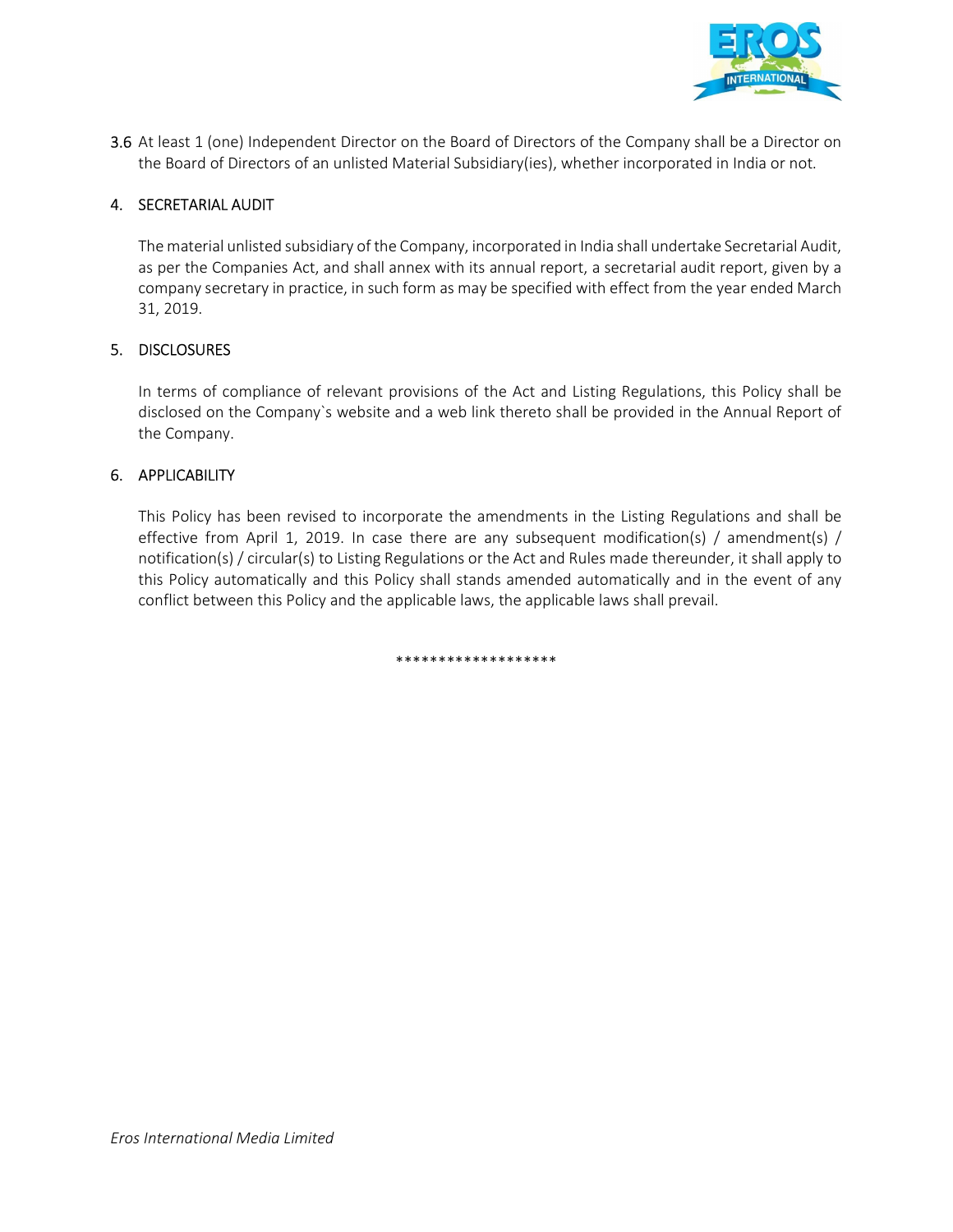3.6 At least 1 (one) Independent Director on the Board of Directors of the Company shall be a Director on the Board of Directors of an unlisted Material Subsidiary(ies), whether incorporated in India or not.

## 4. SECRETARIAL AUDIT

The material unlisted subsidiary of the Company, incorporated in India shall undertake Secretarial Audit, as per the Companies Act, and shall annex with its annual report, a secretarial audit report, given by a company secretary in practice, in such form as may be specified with effect from the year ended March 31, 2019.

## 5. DISCLOSURES

In terms of compliance of relevant provisions of the Act and Listing Regulations, this Policy shall be disclosed on the Company`s website and a web link thereto shall be provided in the Annual Report of the Company.

## 6. APPLICABILITY

This Policy has been revised to incorporate the amendments in the Listing Regulations and shall be effective from April 1, 2019. In case there are any subsequent modification(s) / amendment(s) / notification(s) / circular(s) to Listing Regulations or the Act and Rules made thereunder, it shall apply to this Policy automatically and this Policy shall stands amended automatically and in the event of any conflict between this Policy and the applicable laws, the applicable laws shall prevail.

*******************